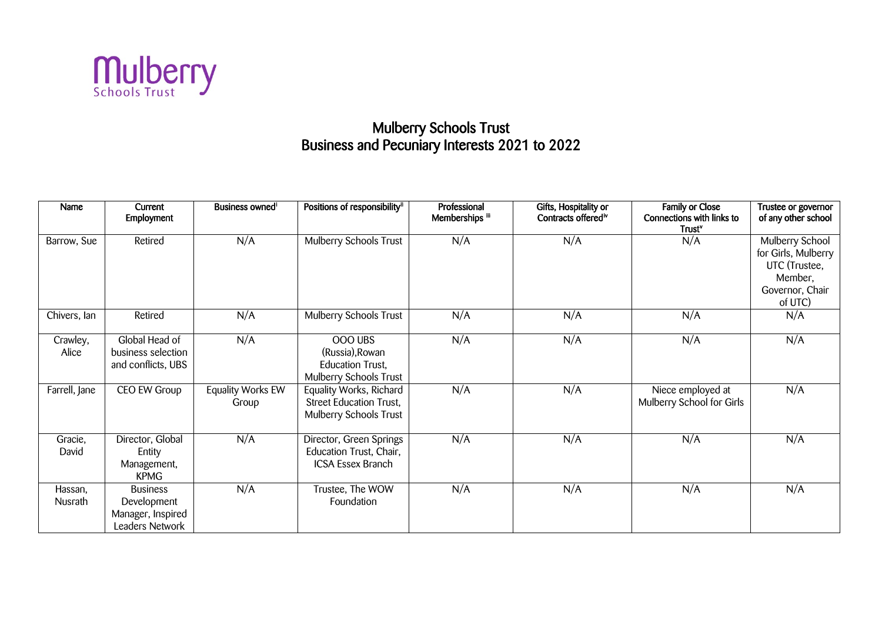Mulberry
Schools Trust

# Mulberry Schools Trust
# Business and Pecuniary Interests 2021 to 2022

| Name | Current Employment | Business owned[i] | Positions of responsibility[ii] | Professional Memberships [iii] | Gifts, Hospitality or Contracts offered[iv] | Family or Close Connections with links to Trust[v] | Trustee or governor of any other school |
|---|---|---|---|---|---|---|---|
| Barrow, Sue | Retired | N/A | Mulberry Schools Trust | N/A | N/A | N/A | Mulberry School for Girls, Mulberry UTC (Trustee, Member, Governor, Chair of UTC) |
| Chivers, Ian | Retired | N/A | Mulberry Schools Trust | N/A | N/A | N/A | N/A |
| Crawley, Alice | Global Head of business selection and conflicts, UBS | N/A | OOO UBS (Russia),Rowan Education Trust, Mulberry Schools Trust | N/A | N/A | N/A | N/A |
| Farrell, Jane | CEO EW Group | Equality Works EW Group | Equality Works, Richard Street Education Trust, Mulberry Schools Trust | N/A | N/A | Niece employed at Mulberry School for Girls | N/A |
| Gracie, David | Director, Global Entity Management, KPMG | N/A | Director, Green Springs Education Trust, Chair, ICSA Essex Branch | N/A | N/A | N/A | N/A |
| Hassan, Nusrath | Business Development Manager, Inspired Leaders Network | N/A | Trustee, The WOW Foundation | N/A | N/A | N/A | N/A |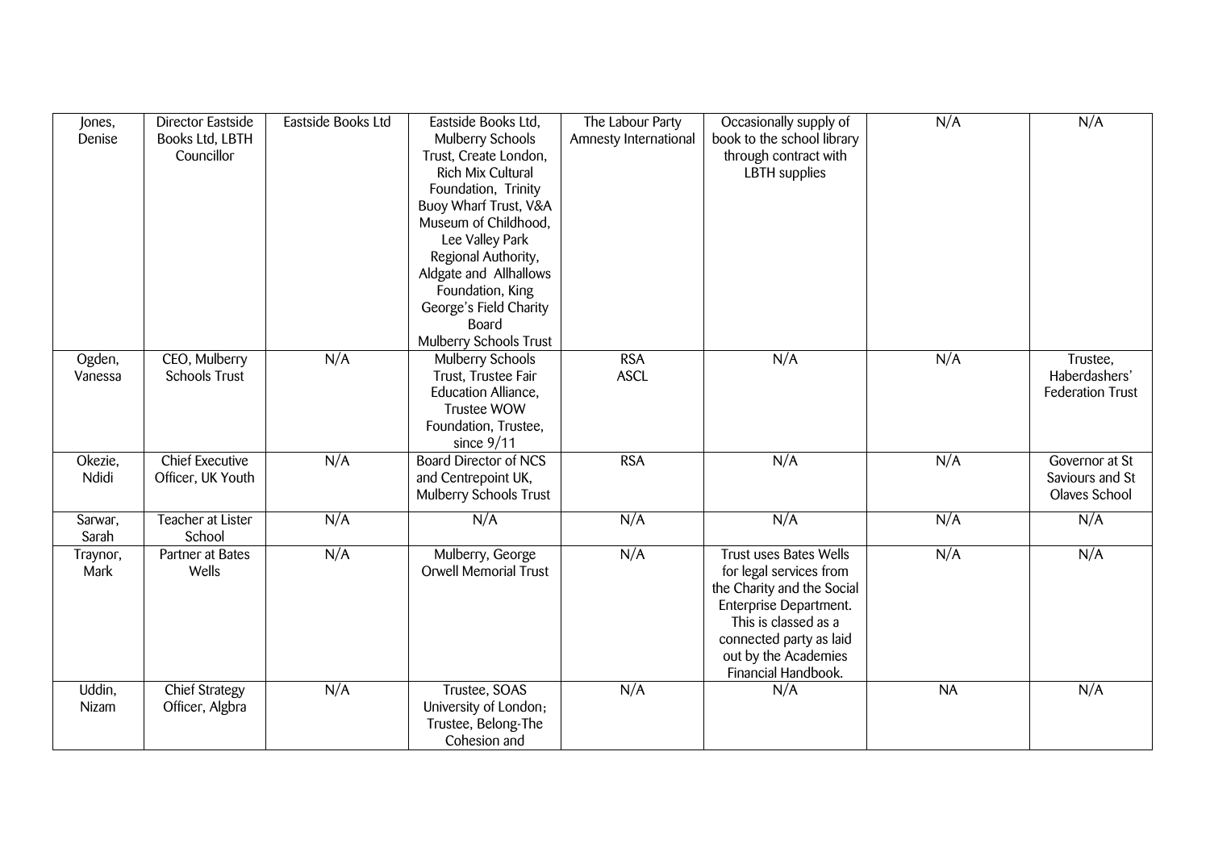| | | | | | | | |
|---|---|---|---|---|---|---|---|
| Jones, Denise | Director Eastside Books Ltd, LBTH Councillor | Eastside Books Ltd | Eastside Books Ltd, Mulberry Schools Trust, Create London, Rich Mix Cultural Foundation, Trinity Buoy Wharf Trust, V&A Museum of Childhood, Lee Valley Park Regional Authority, Aldgate and Allhallows Foundation, King George's Field Charity Board Mulberry Schools Trust | The Labour Party Amnesty International | Occasionally supply of book to the school library through contract with LBTH supplies | N/A | N/A |
| Ogden, Vanessa | CEO, Mulberry Schools Trust | N/A | Mulberry Schools Trust, Trustee Fair Education Alliance, Trustee WOW Foundation, Trustee, since 9/11 | RSA ASCL | N/A | N/A | Trustee, Haberdashers' Federation Trust |
| Okezie, Ndidi | Chief Executive Officer, UK Youth | N/A | Board Director of NCS and Centrepoint UK, Mulberry Schools Trust | RSA | N/A | N/A | Governor at St Saviours and St Olaves School |
| Sarwar, Sarah | Teacher at Lister School | N/A | N/A | N/A | N/A | N/A | N/A |
| Traynor, Mark | Partner at Bates Wells | N/A | Mulberry, George Orwell Memorial Trust | N/A | Trust uses Bates Wells for legal services from the Charity and the Social Enterprise Department. This is classed as a connected party as laid out by the Academies Financial Handbook. | N/A | N/A |
| Uddin, Nizam | Chief Strategy Officer, Algbra | N/A | Trustee, SOAS University of London; Trustee, Belong-The Cohesion and | N/A | N/A | NA | N/A |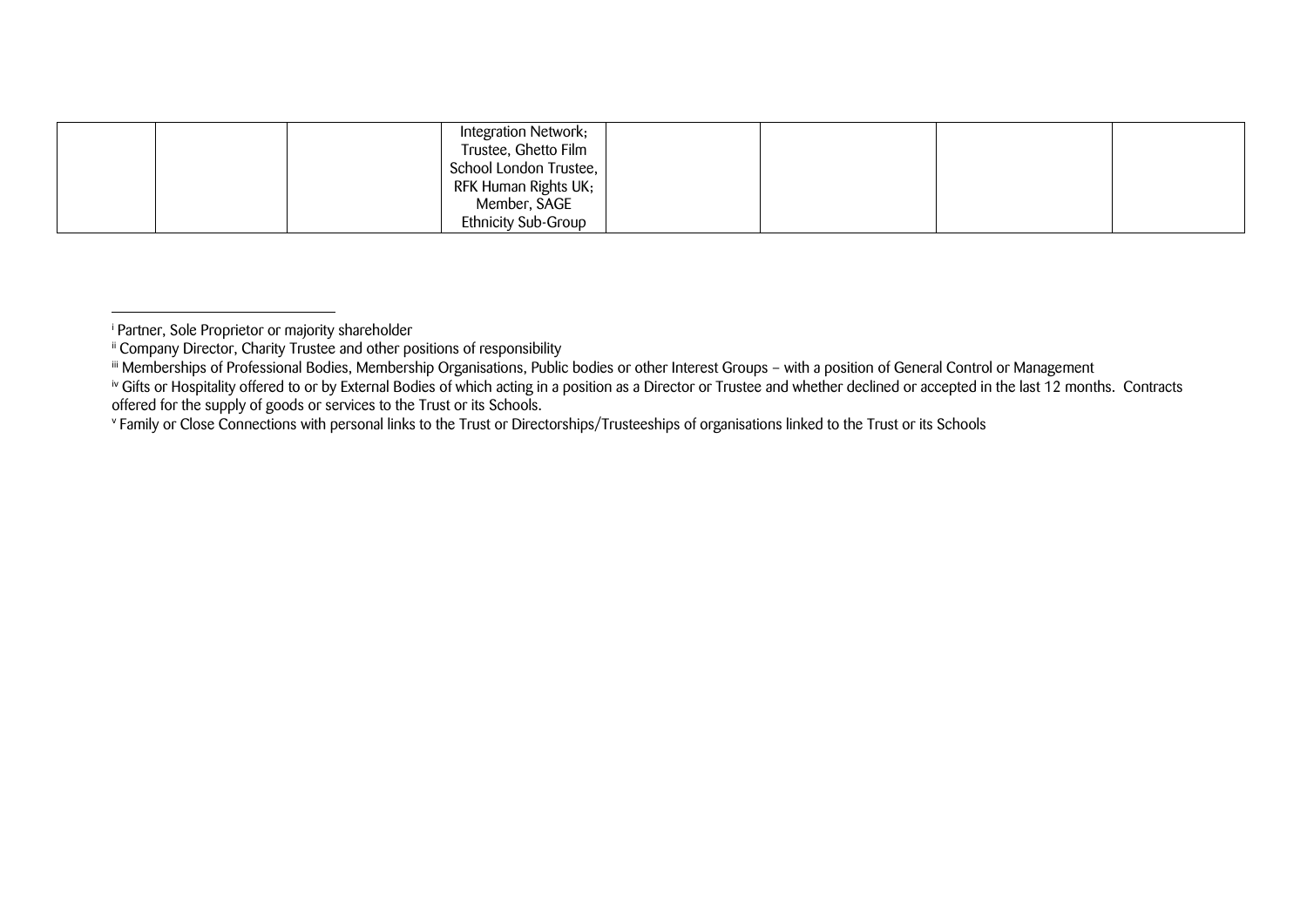| | | | | | | | |
|---|---|---|---|---|---|---|---|
| | | | Integration Network; Trustee, Ghetto Film School London Trustee, RFK Human Rights UK; Member, SAGE Ethnicity Sub-Group | | | | |

[i] Partner, Sole Proprietor or majority shareholder

[ii] Company Director, Charity Trustee and other positions of responsibility

[iii] Memberships of Professional Bodies, Membership Organisations, Public bodies or other Interest Groups – with a position of General Control or Management

[iv] Gifts or Hospitality offered to or by External Bodies of which acting in a position as a Director or Trustee and whether declined or accepted in the last 12 months. Contracts offered for the supply of goods or services to the Trust or its Schools.

[v] Family or Close Connections with personal links to the Trust or Directorships/Trusteeships of organisations linked to the Trust or its Schools